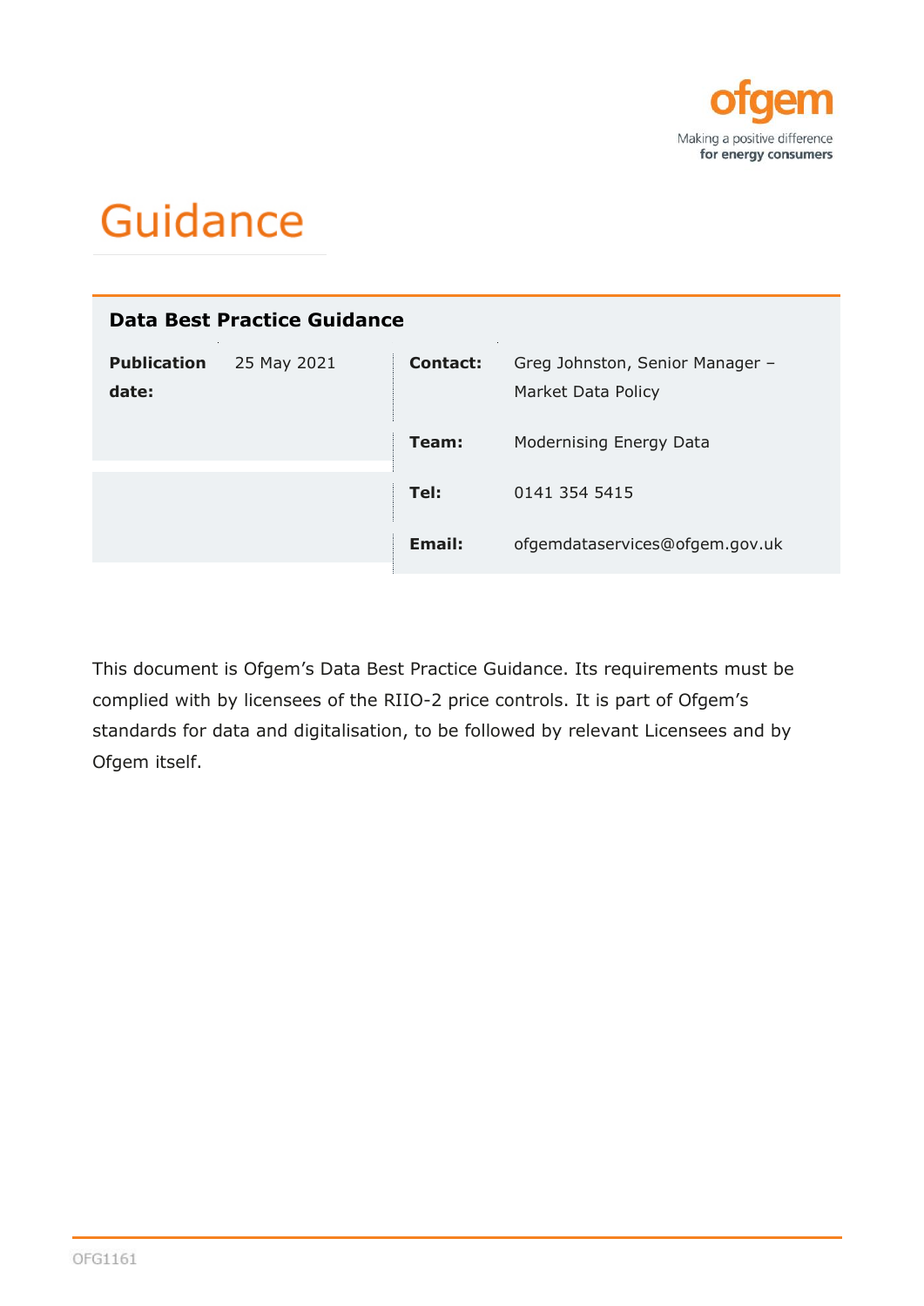ofgem

Making a positive difference
**for energy consumers**

# Guidance

## Data Best Practice Guidance

| | | | |
|---|---|---|---|
| **Publication date:** | 25 May 2021 | **Contact:** | Greg Johnston, Senior Manager – Market Data Policy |
| | | **Team:** | Modernising Energy Data |
| | | **Tel:** | 0141 354 5415 |
| | | **Email:** | ofgemdataservices@ofgem.gov.uk |

This document is Ofgem's Data Best Practice Guidance. Its requirements must be complied with by licensees of the RIIO-2 price controls. It is part of Ofgem's standards for data and digitalisation, to be followed by relevant Licensees and by Ofgem itself.

OFG1161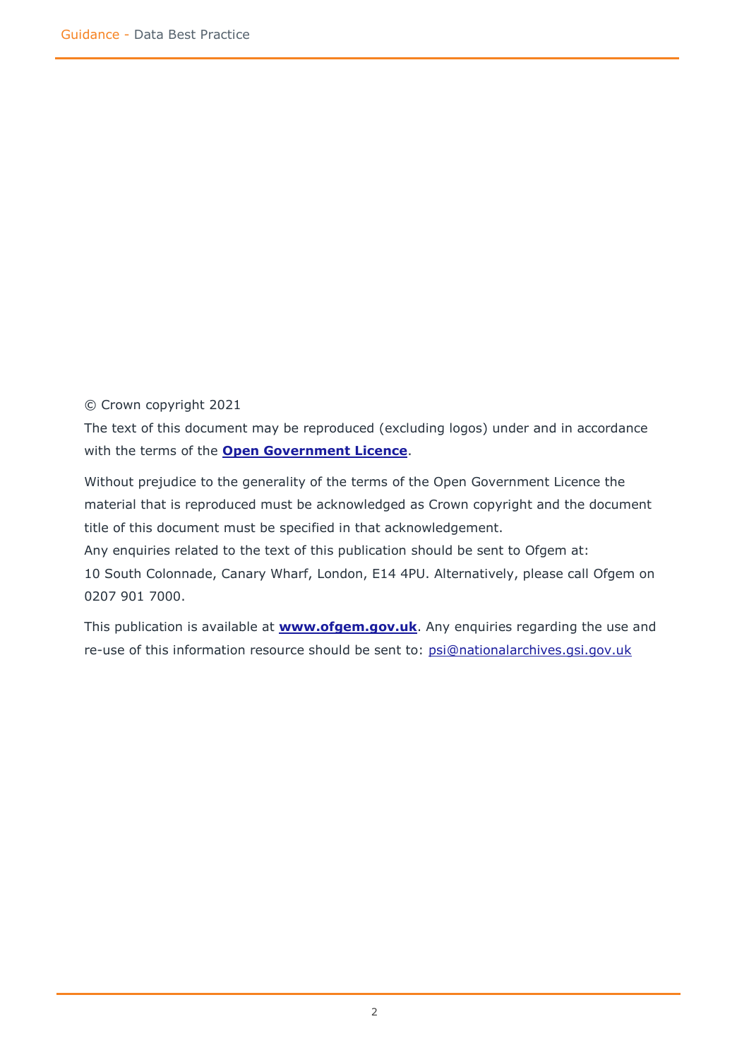© Crown copyright 2021

The text of this document may be reproduced (excluding logos) under and in accordance with the terms of the **Open Government Licence**.

Without prejudice to the generality of the terms of the Open Government Licence the material that is reproduced must be acknowledged as Crown copyright and the document title of this document must be specified in that acknowledgement.

Any enquiries related to the text of this publication should be sent to Ofgem at:
10 South Colonnade, Canary Wharf, London, E14 4PU. Alternatively, please call Ofgem on 0207 901 7000.

This publication is available at **www.ofgem.gov.uk**. Any enquiries regarding the use and re-use of this information resource should be sent to: psi@nationalarchives.gsi.gov.uk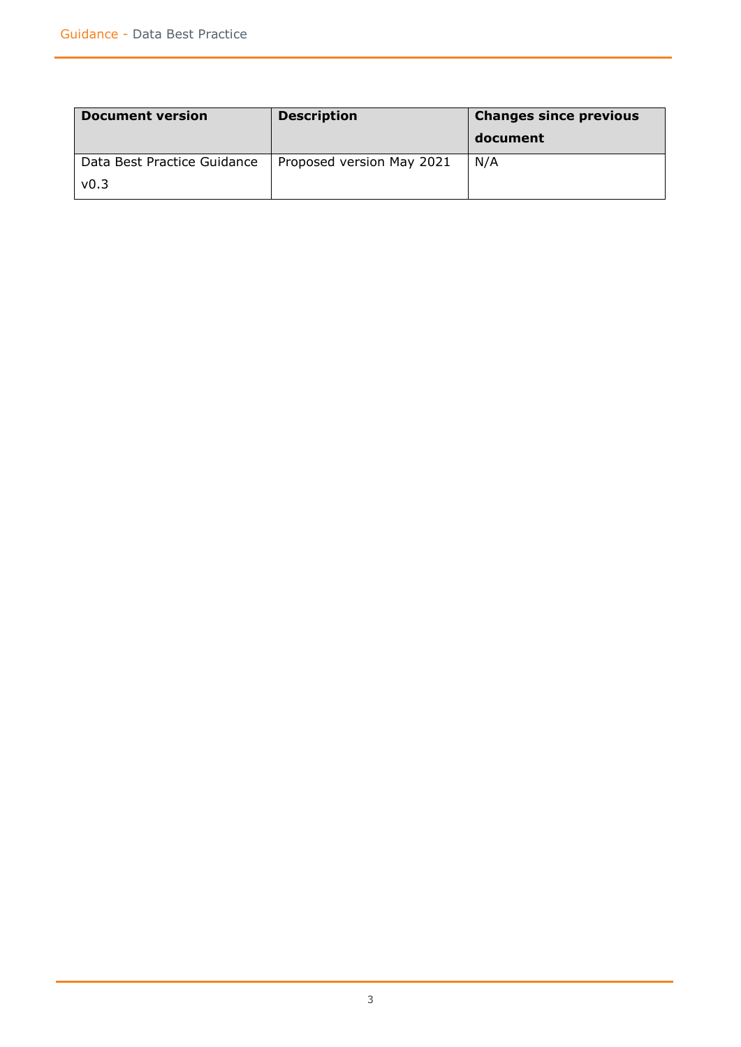| Document version | Description | Changes since previous document |
| --- | --- | --- |
| Data Best Practice Guidance v0.3 | Proposed version May 2021 | N/A |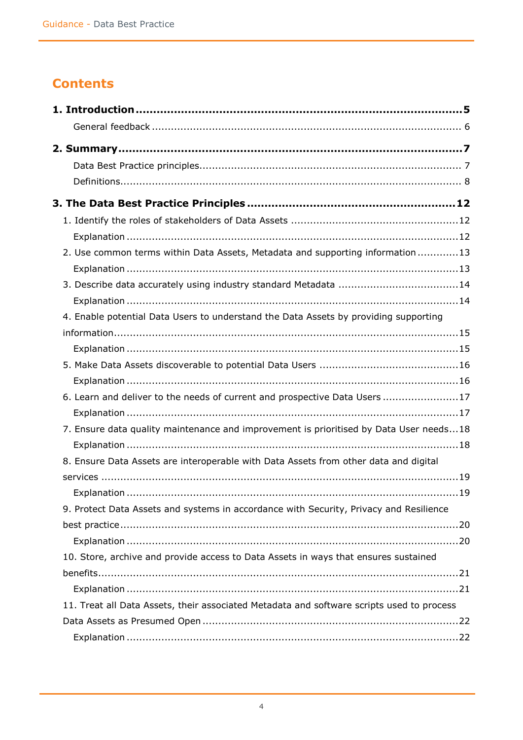# Contents

**1. Introduction** .......... **5**

General feedback .......... 6

**2. Summary** .......... **7**

Data Best Practice principles .......... 7

Definitions .......... 8

**3. The Data Best Practice Principles** .......... **12**

1. Identify the roles of stakeholders of Data Assets .......... 12

Explanation .......... 12

2. Use common terms within Data Assets, Metadata and supporting information .......... 13

Explanation .......... 13

3. Describe data accurately using industry standard Metadata .......... 14

Explanation .......... 14

4. Enable potential Data Users to understand the Data Assets by providing supporting information .......... 15

Explanation .......... 15

5. Make Data Assets discoverable to potential Data Users .......... 16

Explanation .......... 16

6. Learn and deliver to the needs of current and prospective Data Users .......... 17

Explanation .......... 17

7. Ensure data quality maintenance and improvement is prioritised by Data User needs .......... 18

Explanation .......... 18

8. Ensure Data Assets are interoperable with Data Assets from other data and digital services .......... 19

Explanation .......... 19

9. Protect Data Assets and systems in accordance with Security, Privacy and Resilience best practice .......... 20

Explanation .......... 20

10. Store, archive and provide access to Data Assets in ways that ensures sustained benefits .......... 21

Explanation .......... 21

11. Treat all Data Assets, their associated Metadata and software scripts used to process Data Assets as Presumed Open .......... 22

Explanation .......... 22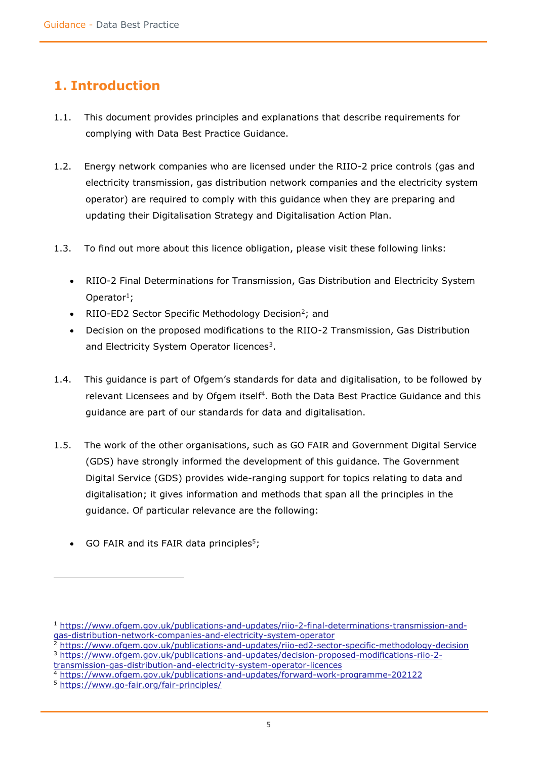# 1. Introduction

1.1. This document provides principles and explanations that describe requirements for complying with Data Best Practice Guidance.

1.2. Energy network companies who are licensed under the RIIO-2 price controls (gas and electricity transmission, gas distribution network companies and the electricity system operator) are required to comply with this guidance when they are preparing and updating their Digitalisation Strategy and Digitalisation Action Plan.

1.3. To find out more about this licence obligation, please visit these following links:

- RIIO-2 Final Determinations for Transmission, Gas Distribution and Electricity System Operator[1];
- RIIO-ED2 Sector Specific Methodology Decision[2]; and
- Decision on the proposed modifications to the RIIO-2 Transmission, Gas Distribution and Electricity System Operator licences[3].

1.4. This guidance is part of Ofgem's standards for data and digitalisation, to be followed by relevant Licensees and by Ofgem itself[4]. Both the Data Best Practice Guidance and this guidance are part of our standards for data and digitalisation.

1.5. The work of the other organisations, such as GO FAIR and Government Digital Service (GDS) have strongly informed the development of this guidance. The Government Digital Service (GDS) provides wide-ranging support for topics relating to data and digitalisation; it gives information and methods that span all the principles in the guidance. Of particular relevance are the following:

- GO FAIR and its FAIR data principles[5];

---

[1] https://www.ofgem.gov.uk/publications-and-updates/riio-2-final-determinations-transmission-and-gas-distribution-network-companies-and-electricity-system-operator

[2] https://www.ofgem.gov.uk/publications-and-updates/riio-ed2-sector-specific-methodology-decision

[3] https://www.ofgem.gov.uk/publications-and-updates/decision-proposed-modifications-riio-2-transmission-gas-distribution-and-electricity-system-operator-licences

[4] https://www.ofgem.gov.uk/publications-and-updates/forward-work-programme-202122

[5] https://www.go-fair.org/fair-principles/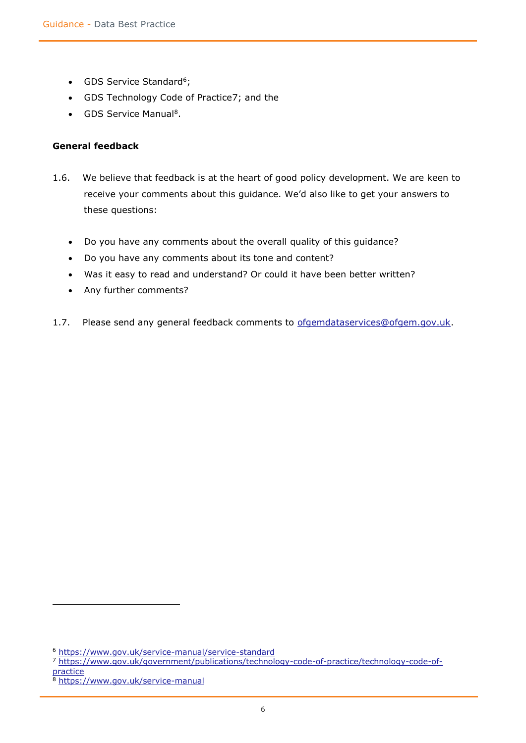- GDS Service Standard[6];
- GDS Technology Code of Practice7; and the
- GDS Service Manual[8].

**General feedback**

1.6. We believe that feedback is at the heart of good policy development. We are keen to receive your comments about this guidance. We'd also like to get your answers to these questions:

- Do you have any comments about the overall quality of this guidance?
- Do you have any comments about its tone and content?
- Was it easy to read and understand? Or could it have been better written?
- Any further comments?

1.7. Please send any general feedback comments to ofgemdataservices@ofgem.gov.uk.

---

[6] https://www.gov.uk/service-manual/service-standard
[7] https://www.gov.uk/government/publications/technology-code-of-practice/technology-code-of-practice
[8] https://www.gov.uk/service-manual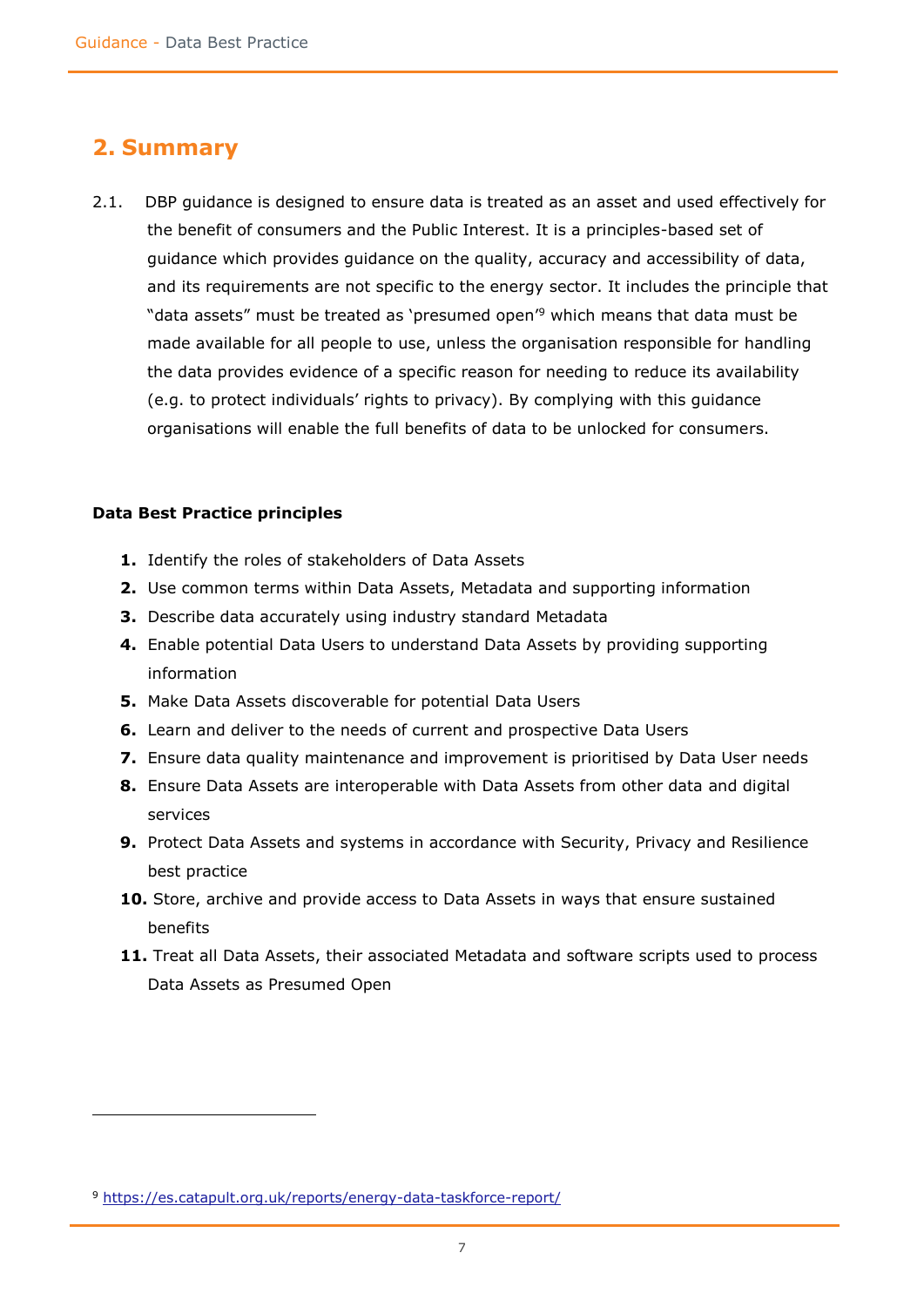## 2. Summary

2.1. DBP guidance is designed to ensure data is treated as an asset and used effectively for the benefit of consumers and the Public Interest. It is a principles-based set of guidance which provides guidance on the quality, accuracy and accessibility of data, and its requirements are not specific to the energy sector. It includes the principle that "data assets" must be treated as 'presumed open'[9] which means that data must be made available for all people to use, unless the organisation responsible for handling the data provides evidence of a specific reason for needing to reduce its availability (e.g. to protect individuals' rights to privacy). By complying with this guidance organisations will enable the full benefits of data to be unlocked for consumers.

**Data Best Practice principles**

1. Identify the roles of stakeholders of Data Assets
2. Use common terms within Data Assets, Metadata and supporting information
3. Describe data accurately using industry standard Metadata
4. Enable potential Data Users to understand Data Assets by providing supporting information
5. Make Data Assets discoverable for potential Data Users
6. Learn and deliver to the needs of current and prospective Data Users
7. Ensure data quality maintenance and improvement is prioritised by Data User needs
8. Ensure Data Assets are interoperable with Data Assets from other data and digital services
9. Protect Data Assets and systems in accordance with Security, Privacy and Resilience best practice
10. Store, archive and provide access to Data Assets in ways that ensure sustained benefits
11. Treat all Data Assets, their associated Metadata and software scripts used to process Data Assets as Presumed Open

[9] https://es.catapult.org.uk/reports/energy-data-taskforce-report/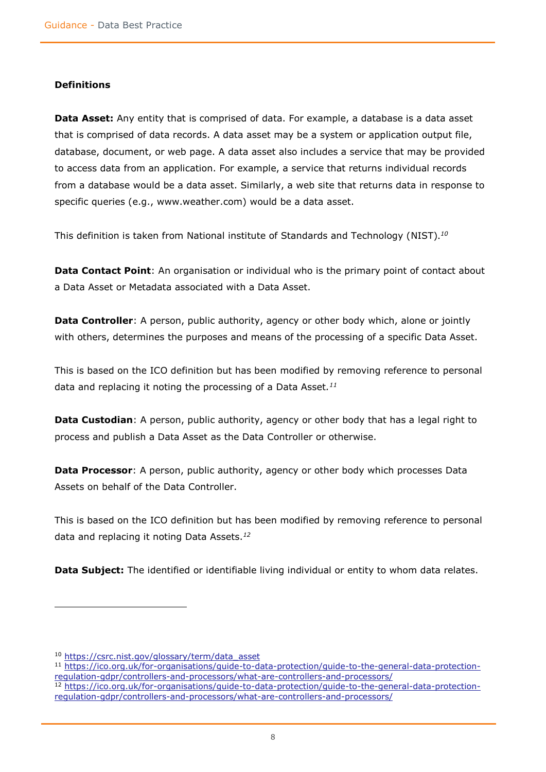### Definitions

**Data Asset:** Any entity that is comprised of data. For example, a database is a data asset that is comprised of data records. A data asset may be a system or application output file, database, document, or web page. A data asset also includes a service that may be provided to access data from an application. For example, a service that returns individual records from a database would be a data asset. Similarly, a web site that returns data in response to specific queries (e.g., www.weather.com) would be a data asset.

This definition is taken from National institute of Standards and Technology (NIST).[10]

**Data Contact Point**: An organisation or individual who is the primary point of contact about a Data Asset or Metadata associated with a Data Asset.

**Data Controller**: A person, public authority, agency or other body which, alone or jointly with others, determines the purposes and means of the processing of a specific Data Asset.

This is based on the ICO definition but has been modified by removing reference to personal data and replacing it noting the processing of a Data Asset.[11]

**Data Custodian**: A person, public authority, agency or other body that has a legal right to process and publish a Data Asset as the Data Controller or otherwise.

**Data Processor**: A person, public authority, agency or other body which processes Data Assets on behalf of the Data Controller.

This is based on the ICO definition but has been modified by removing reference to personal data and replacing it noting Data Assets.[12]

**Data Subject:** The identified or identifiable living individual or entity to whom data relates.

---

[10] https://csrc.nist.gov/glossary/term/data_asset

[11] https://ico.org.uk/for-organisations/guide-to-data-protection/guide-to-the-general-data-protection-regulation-gdpr/controllers-and-processors/what-are-controllers-and-processors/

[12] https://ico.org.uk/for-organisations/guide-to-data-protection/guide-to-the-general-data-protection-regulation-gdpr/controllers-and-processors/what-are-controllers-and-processors/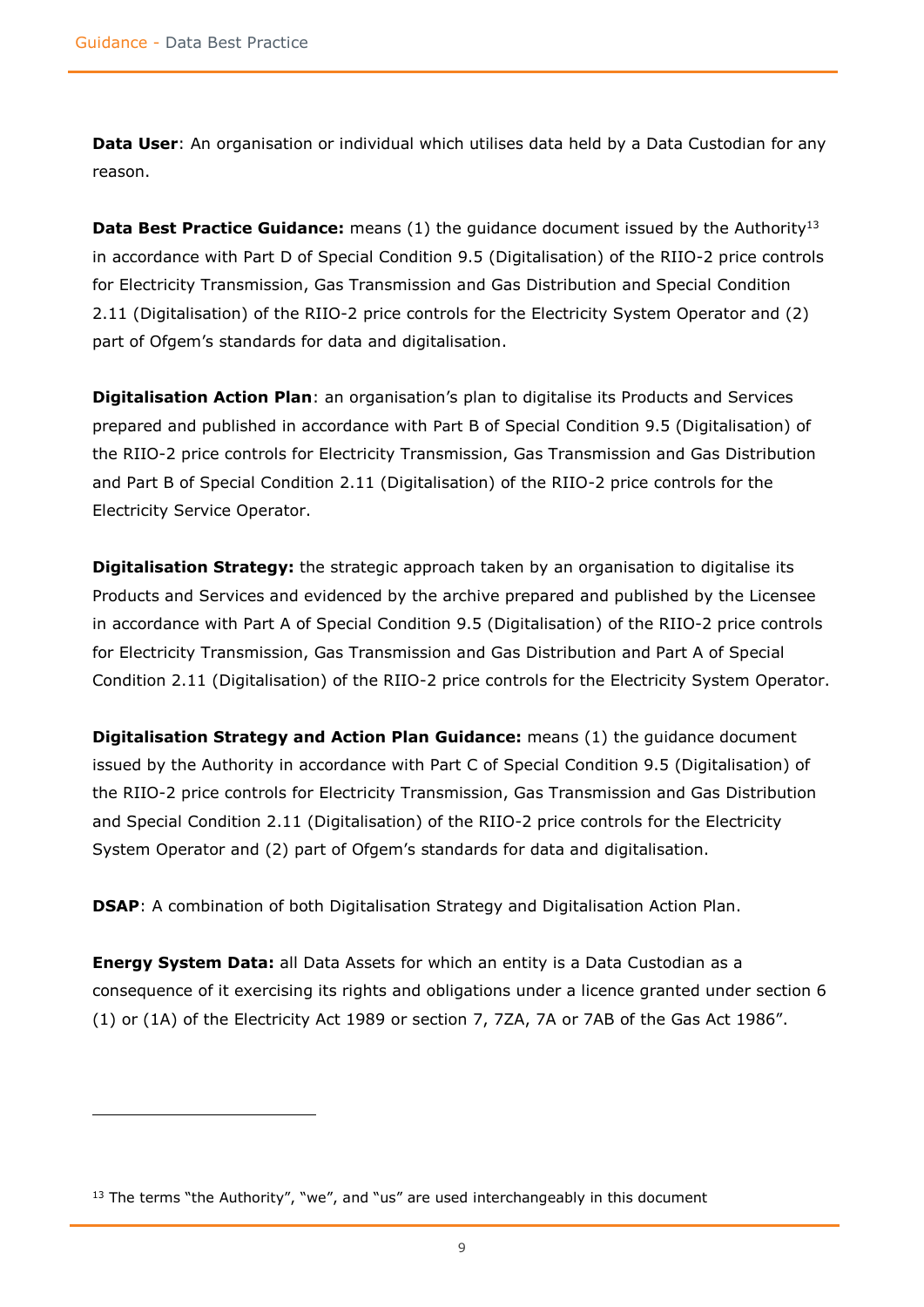**Data User**: An organisation or individual which utilises data held by a Data Custodian for any reason.

**Data Best Practice Guidance:** means (1) the guidance document issued by the Authority[13] in accordance with Part D of Special Condition 9.5 (Digitalisation) of the RIIO-2 price controls for Electricity Transmission, Gas Transmission and Gas Distribution and Special Condition 2.11 (Digitalisation) of the RIIO-2 price controls for the Electricity System Operator and (2) part of Ofgem's standards for data and digitalisation.

**Digitalisation Action Plan**: an organisation's plan to digitalise its Products and Services prepared and published in accordance with Part B of Special Condition 9.5 (Digitalisation) of the RIIO-2 price controls for Electricity Transmission, Gas Transmission and Gas Distribution and Part B of Special Condition 2.11 (Digitalisation) of the RIIO-2 price controls for the Electricity Service Operator.

**Digitalisation Strategy:** the strategic approach taken by an organisation to digitalise its Products and Services and evidenced by the archive prepared and published by the Licensee in accordance with Part A of Special Condition 9.5 (Digitalisation) of the RIIO-2 price controls for Electricity Transmission, Gas Transmission and Gas Distribution and Part A of Special Condition 2.11 (Digitalisation) of the RIIO-2 price controls for the Electricity System Operator.

**Digitalisation Strategy and Action Plan Guidance:** means (1) the guidance document issued by the Authority in accordance with Part C of Special Condition 9.5 (Digitalisation) of the RIIO-2 price controls for Electricity Transmission, Gas Transmission and Gas Distribution and Special Condition 2.11 (Digitalisation) of the RIIO-2 price controls for the Electricity System Operator and (2) part of Ofgem's standards for data and digitalisation.

**DSAP**: A combination of both Digitalisation Strategy and Digitalisation Action Plan.

**Energy System Data:** all Data Assets for which an entity is a Data Custodian as a consequence of it exercising its rights and obligations under a licence granted under section 6 (1) or (1A) of the Electricity Act 1989 or section 7, 7ZA, 7A or 7AB of the Gas Act 1986".

---

[13] The terms "the Authority", "we", and "us" are used interchangeably in this document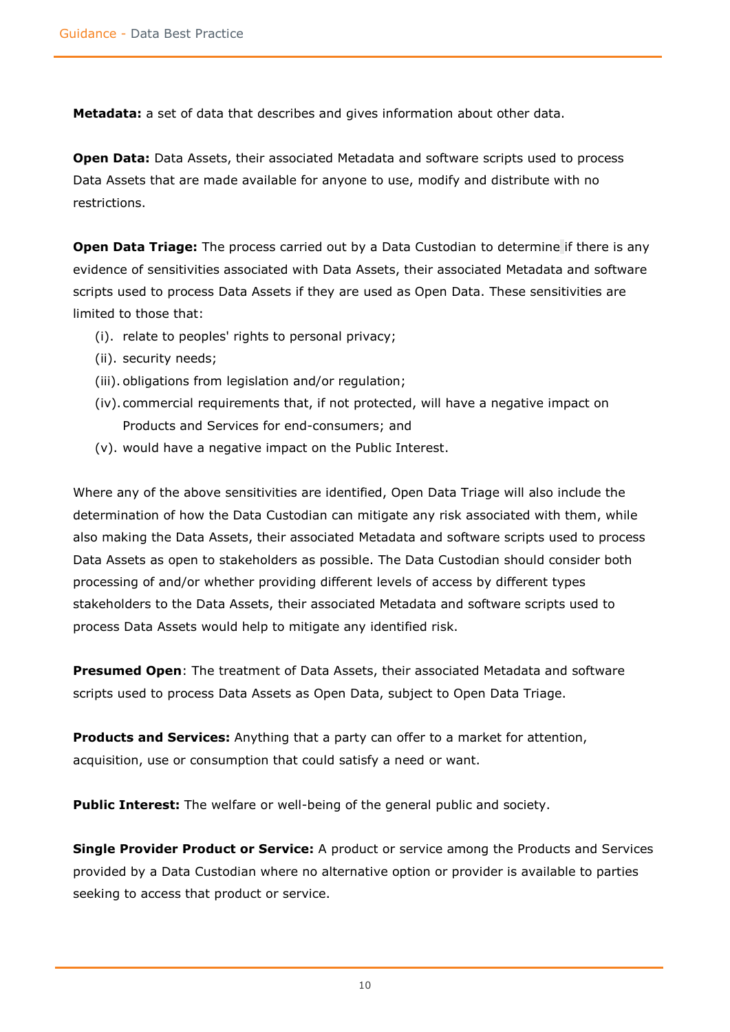**Metadata:** a set of data that describes and gives information about other data.

**Open Data:** Data Assets, their associated Metadata and software scripts used to process Data Assets that are made available for anyone to use, modify and distribute with no restrictions.

**Open Data Triage:** The process carried out by a Data Custodian to determine if there is any evidence of sensitivities associated with Data Assets, their associated Metadata and software scripts used to process Data Assets if they are used as Open Data. These sensitivities are limited to those that:

(i). relate to peoples' rights to personal privacy;
(ii). security needs;
(iii). obligations from legislation and/or regulation;
(iv). commercial requirements that, if not protected, will have a negative impact on Products and Services for end-consumers; and
(v). would have a negative impact on the Public Interest.

Where any of the above sensitivities are identified, Open Data Triage will also include the determination of how the Data Custodian can mitigate any risk associated with them, while also making the Data Assets, their associated Metadata and software scripts used to process Data Assets as open to stakeholders as possible. The Data Custodian should consider both processing of and/or whether providing different levels of access by different types stakeholders to the Data Assets, their associated Metadata and software scripts used to process Data Assets would help to mitigate any identified risk.

**Presumed Open**: The treatment of Data Assets, their associated Metadata and software scripts used to process Data Assets as Open Data, subject to Open Data Triage.

**Products and Services:** Anything that a party can offer to a market for attention, acquisition, use or consumption that could satisfy a need or want.

**Public Interest:** The welfare or well-being of the general public and society.

**Single Provider Product or Service:** A product or service among the Products and Services provided by a Data Custodian where no alternative option or provider is available to parties seeking to access that product or service.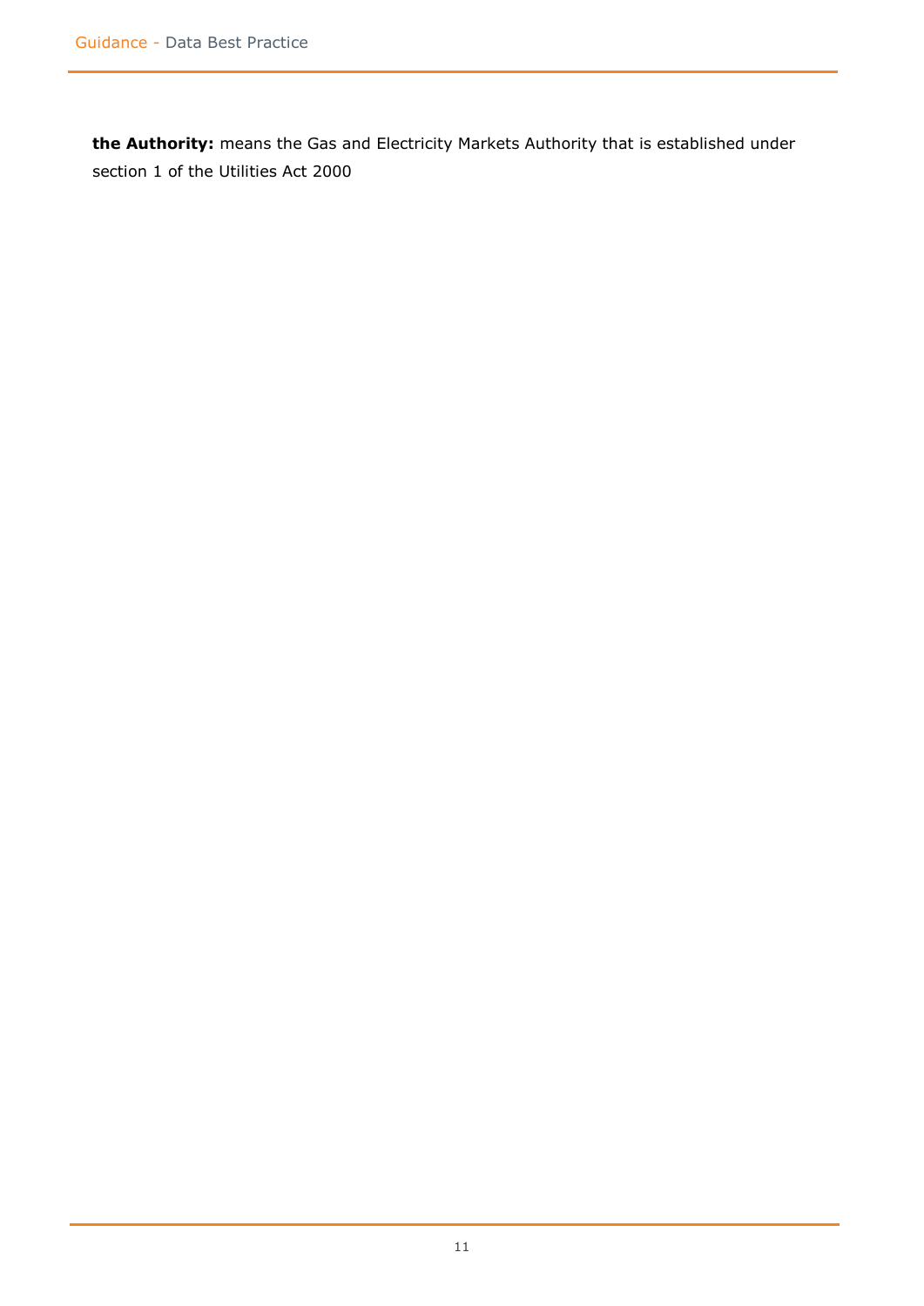**the Authority:** means the Gas and Electricity Markets Authority that is established under section 1 of the Utilities Act 2000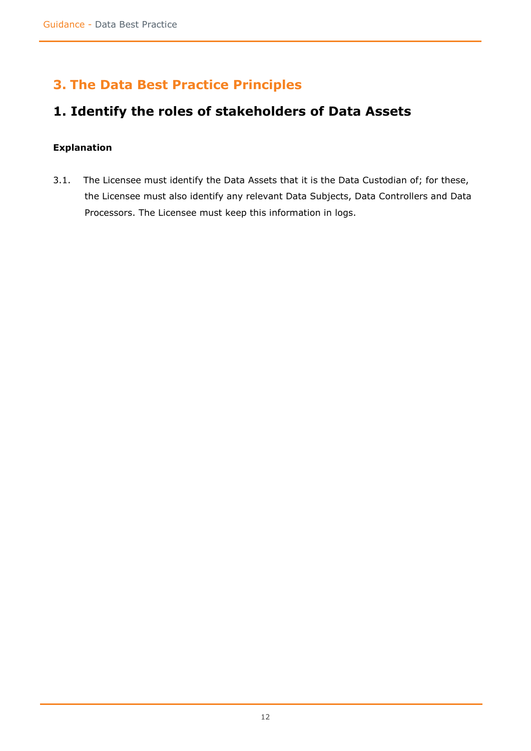# 3. The Data Best Practice Principles

## 1. Identify the roles of stakeholders of Data Assets

**Explanation**

3.1. The Licensee must identify the Data Assets that it is the Data Custodian of; for these, the Licensee must also identify any relevant Data Subjects, Data Controllers and Data Processors. The Licensee must keep this information in logs.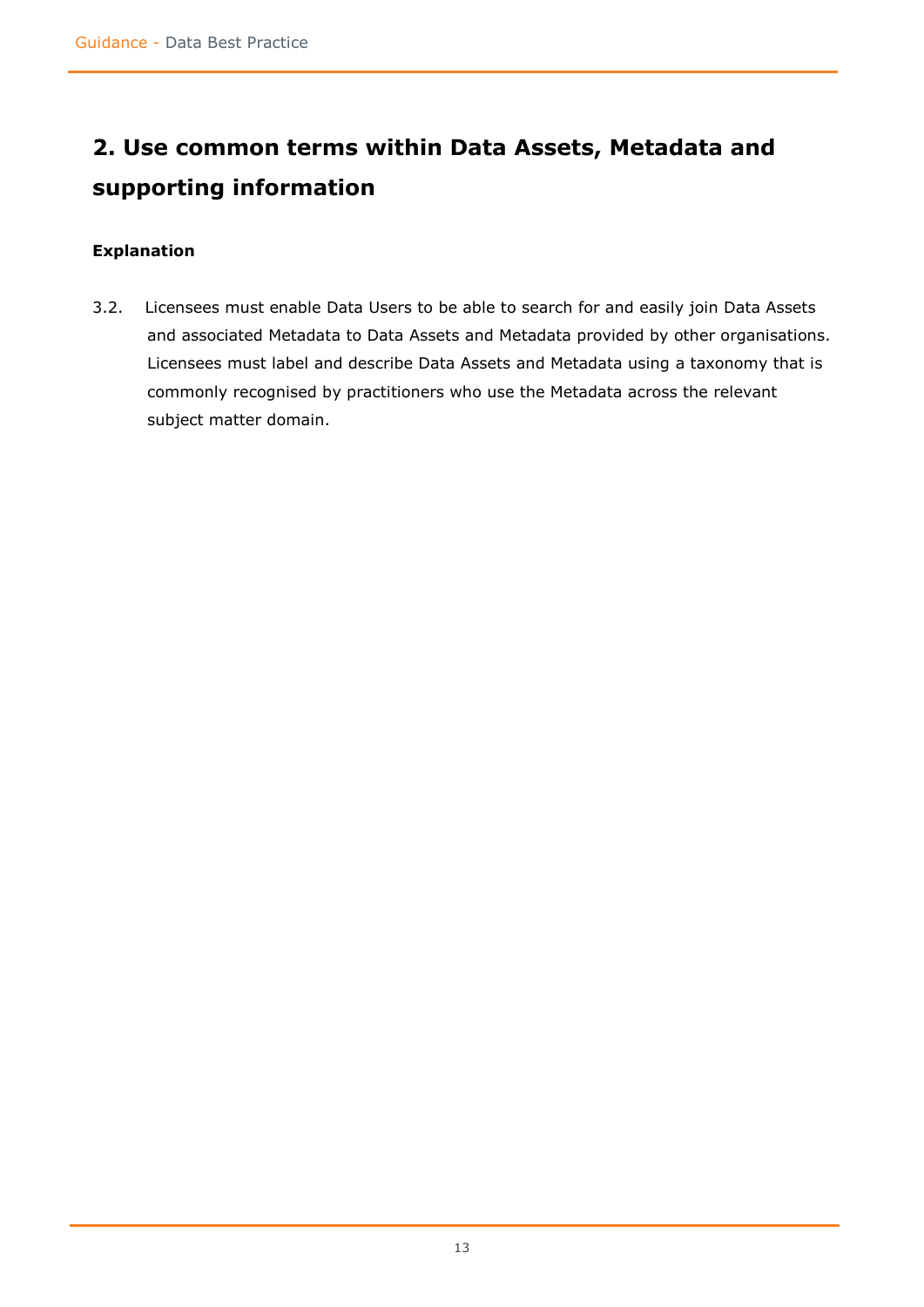## 2. Use common terms within Data Assets, Metadata and supporting information

**Explanation**

3.2. Licensees must enable Data Users to be able to search for and easily join Data Assets and associated Metadata to Data Assets and Metadata provided by other organisations. Licensees must label and describe Data Assets and Metadata using a taxonomy that is commonly recognised by practitioners who use the Metadata across the relevant subject matter domain.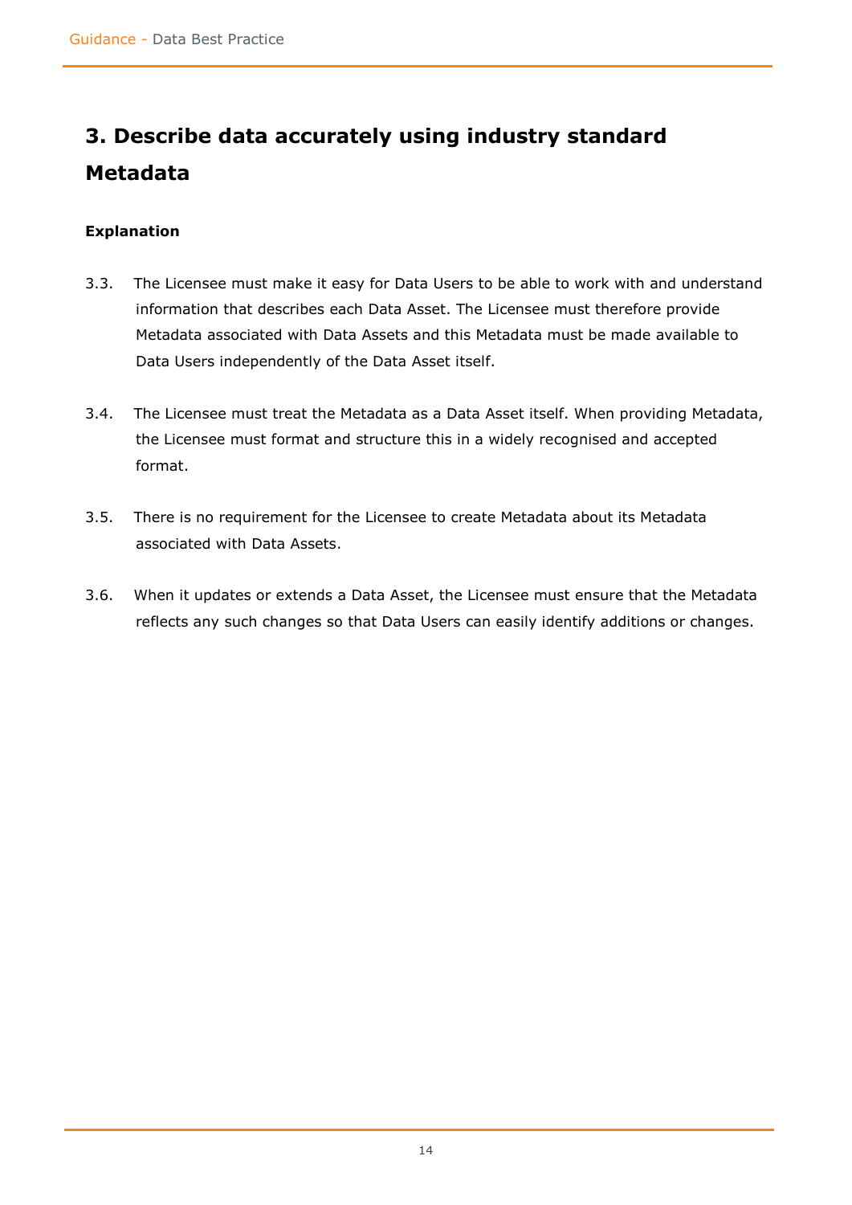## 3. Describe data accurately using industry standard Metadata

**Explanation**

3.3. The Licensee must make it easy for Data Users to be able to work with and understand information that describes each Data Asset. The Licensee must therefore provide Metadata associated with Data Assets and this Metadata must be made available to Data Users independently of the Data Asset itself.

3.4. The Licensee must treat the Metadata as a Data Asset itself. When providing Metadata, the Licensee must format and structure this in a widely recognised and accepted format.

3.5. There is no requirement for the Licensee to create Metadata about its Metadata associated with Data Assets.

3.6. When it updates or extends a Data Asset, the Licensee must ensure that the Metadata reflects any such changes so that Data Users can easily identify additions or changes.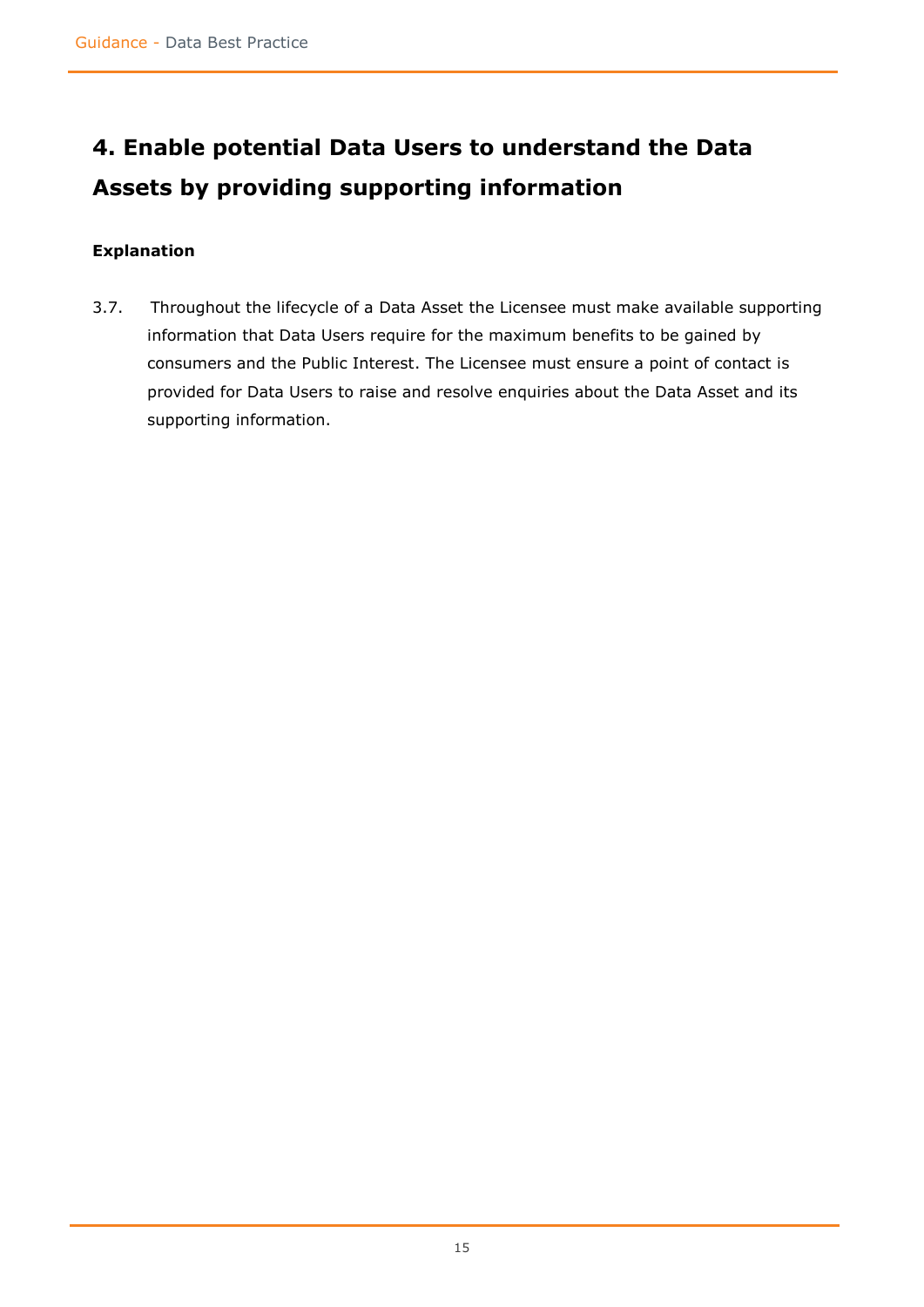## 4. Enable potential Data Users to understand the Data Assets by providing supporting information

**Explanation**

3.7. Throughout the lifecycle of a Data Asset the Licensee must make available supporting information that Data Users require for the maximum benefits to be gained by consumers and the Public Interest. The Licensee must ensure a point of contact is provided for Data Users to raise and resolve enquiries about the Data Asset and its supporting information.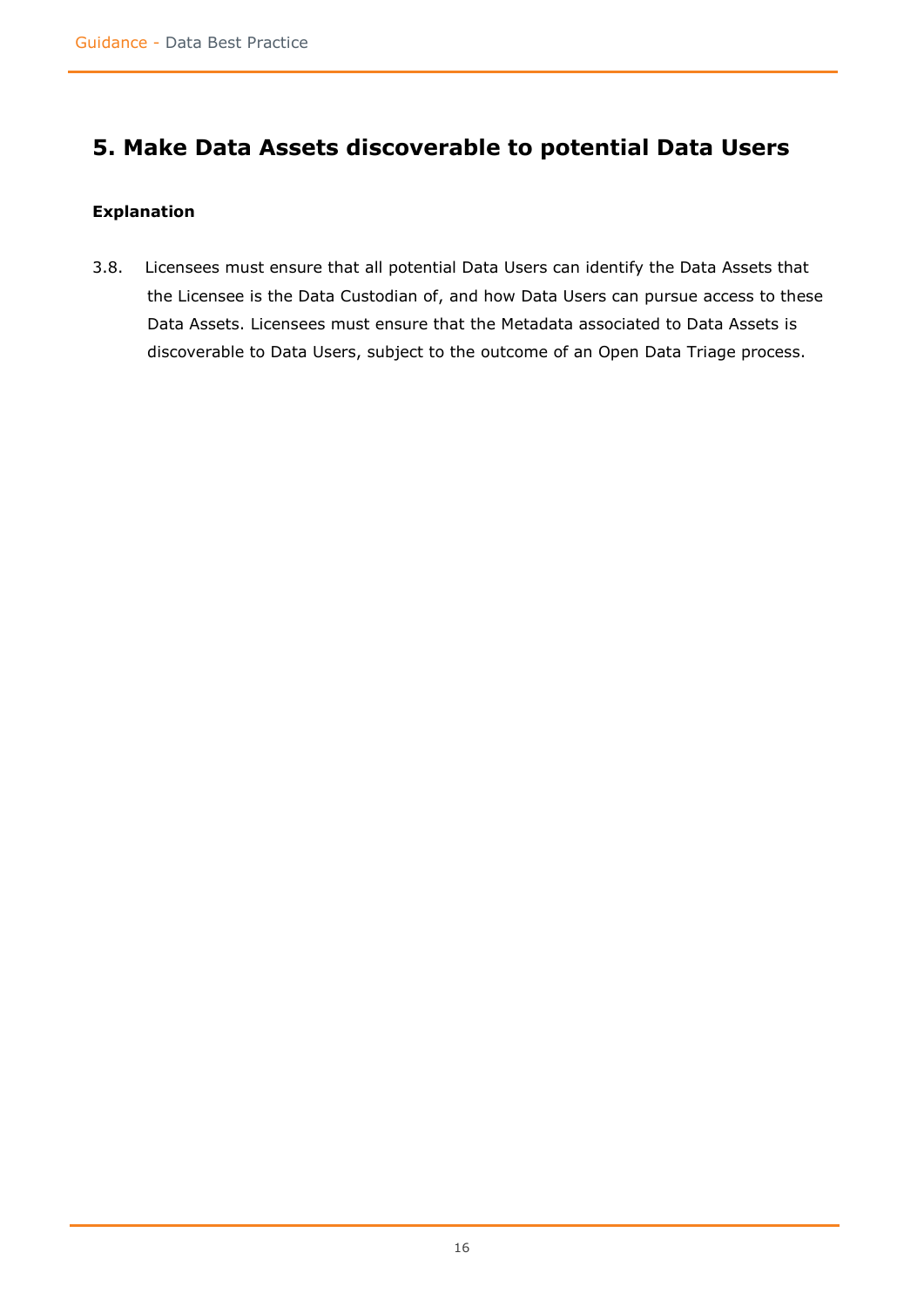## 5. Make Data Assets discoverable to potential Data Users

**Explanation**

3.8. Licensees must ensure that all potential Data Users can identify the Data Assets that the Licensee is the Data Custodian of, and how Data Users can pursue access to these Data Assets. Licensees must ensure that the Metadata associated to Data Assets is discoverable to Data Users, subject to the outcome of an Open Data Triage process.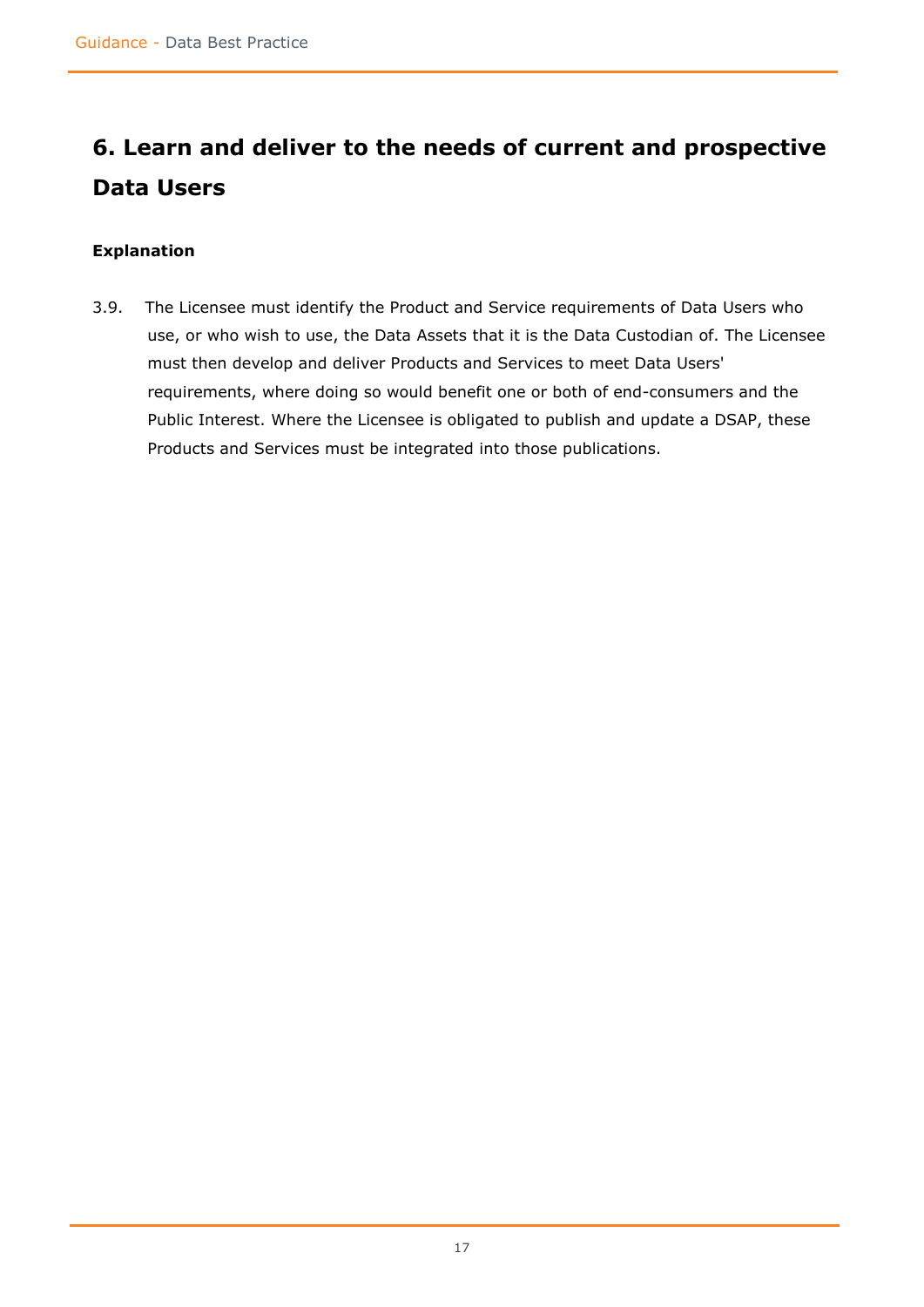## 6. Learn and deliver to the needs of current and prospective Data Users

**Explanation**

3.9. The Licensee must identify the Product and Service requirements of Data Users who use, or who wish to use, the Data Assets that it is the Data Custodian of. The Licensee must then develop and deliver Products and Services to meet Data Users' requirements, where doing so would benefit one or both of end-consumers and the Public Interest. Where the Licensee is obligated to publish and update a DSAP, these Products and Services must be integrated into those publications.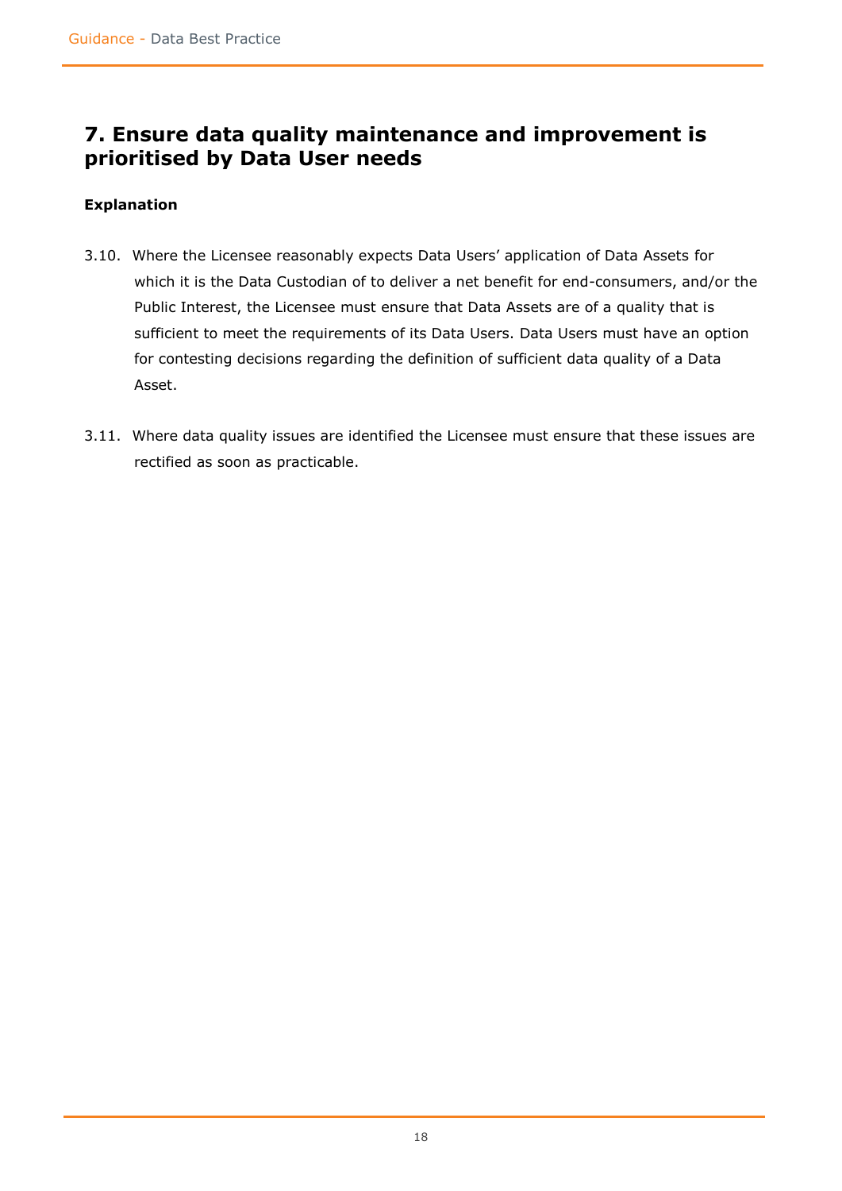## 7. Ensure data quality maintenance and improvement is prioritised by Data User needs

**Explanation**

3.10. Where the Licensee reasonably expects Data Users' application of Data Assets for which it is the Data Custodian of to deliver a net benefit for end-consumers, and/or the Public Interest, the Licensee must ensure that Data Assets are of a quality that is sufficient to meet the requirements of its Data Users. Data Users must have an option for contesting decisions regarding the definition of sufficient data quality of a Data Asset.

3.11. Where data quality issues are identified the Licensee must ensure that these issues are rectified as soon as practicable.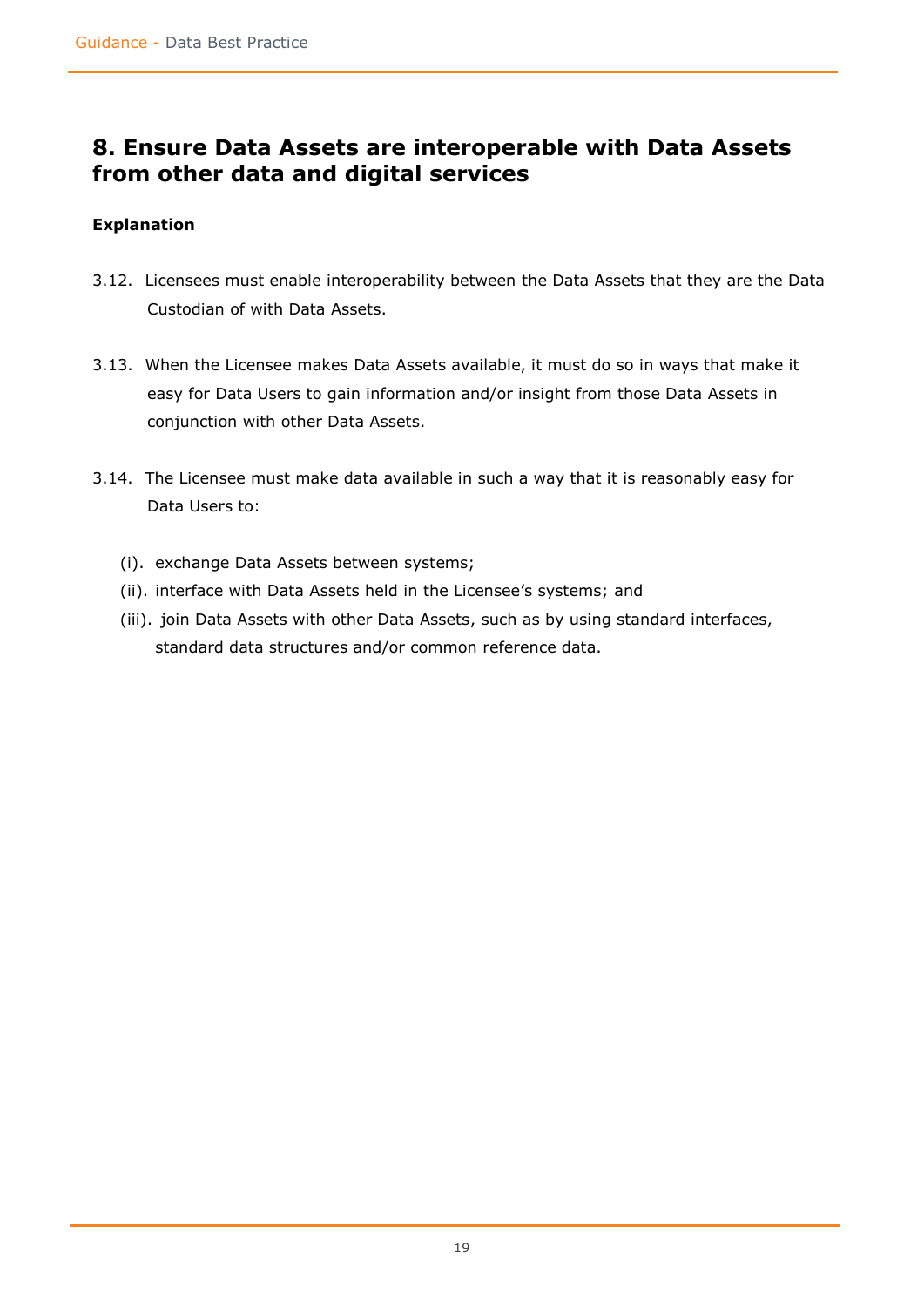## 8. Ensure Data Assets are interoperable with Data Assets from other data and digital services

**Explanation**

3.12. Licensees must enable interoperability between the Data Assets that they are the Data Custodian of with Data Assets.

3.13. When the Licensee makes Data Assets available, it must do so in ways that make it easy for Data Users to gain information and/or insight from those Data Assets in conjunction with other Data Assets.

3.14. The Licensee must make data available in such a way that it is reasonably easy for Data Users to:

(i). exchange Data Assets between systems;
(ii). interface with Data Assets held in the Licensee's systems; and
(iii). join Data Assets with other Data Assets, such as by using standard interfaces, standard data structures and/or common reference data.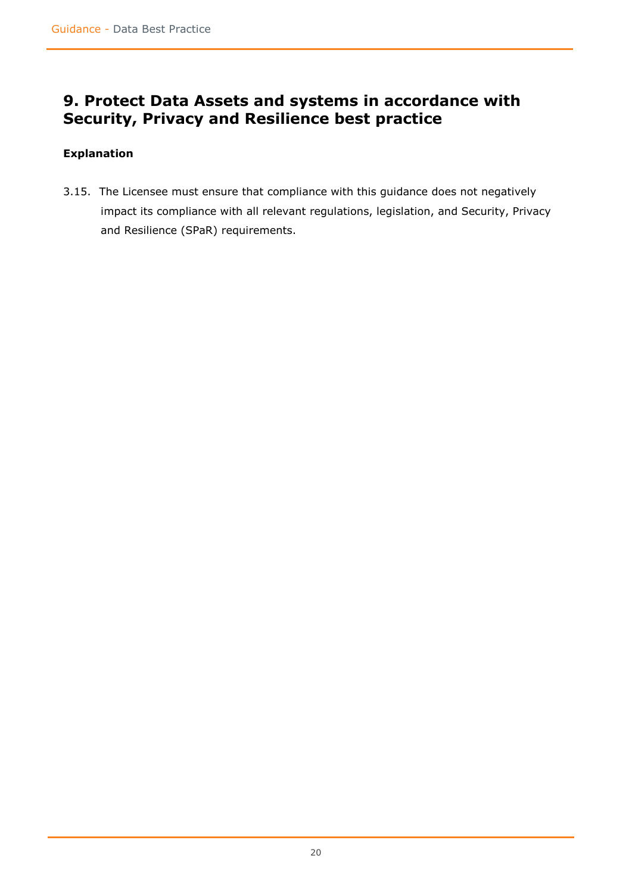## 9. Protect Data Assets and systems in accordance with Security, Privacy and Resilience best practice

**Explanation**

3.15. The Licensee must ensure that compliance with this guidance does not negatively impact its compliance with all relevant regulations, legislation, and Security, Privacy and Resilience (SPaR) requirements.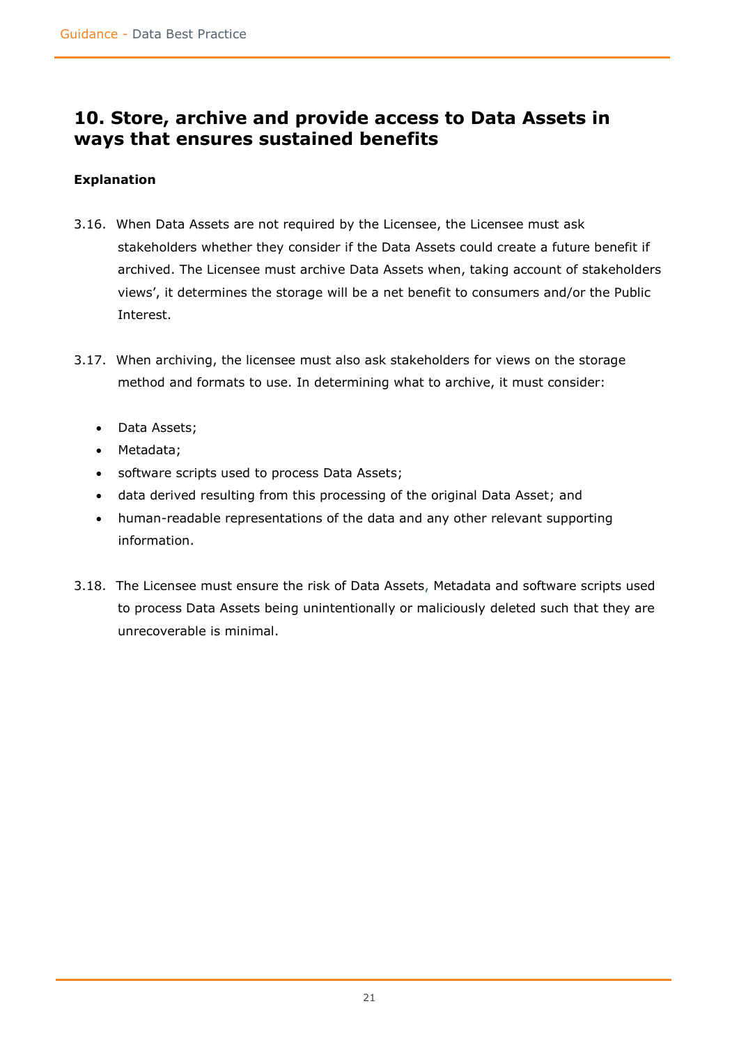## 10. Store, archive and provide access to Data Assets in ways that ensures sustained benefits

**Explanation**

3.16. When Data Assets are not required by the Licensee, the Licensee must ask stakeholders whether they consider if the Data Assets could create a future benefit if archived. The Licensee must archive Data Assets when, taking account of stakeholders views', it determines the storage will be a net benefit to consumers and/or the Public Interest.

3.17. When archiving, the licensee must also ask stakeholders for views on the storage method and formats to use. In determining what to archive, it must consider:

- Data Assets;
- Metadata;
- software scripts used to process Data Assets;
- data derived resulting from this processing of the original Data Asset; and
- human-readable representations of the data and any other relevant supporting information.

3.18. The Licensee must ensure the risk of Data Assets, Metadata and software scripts used to process Data Assets being unintentionally or maliciously deleted such that they are unrecoverable is minimal.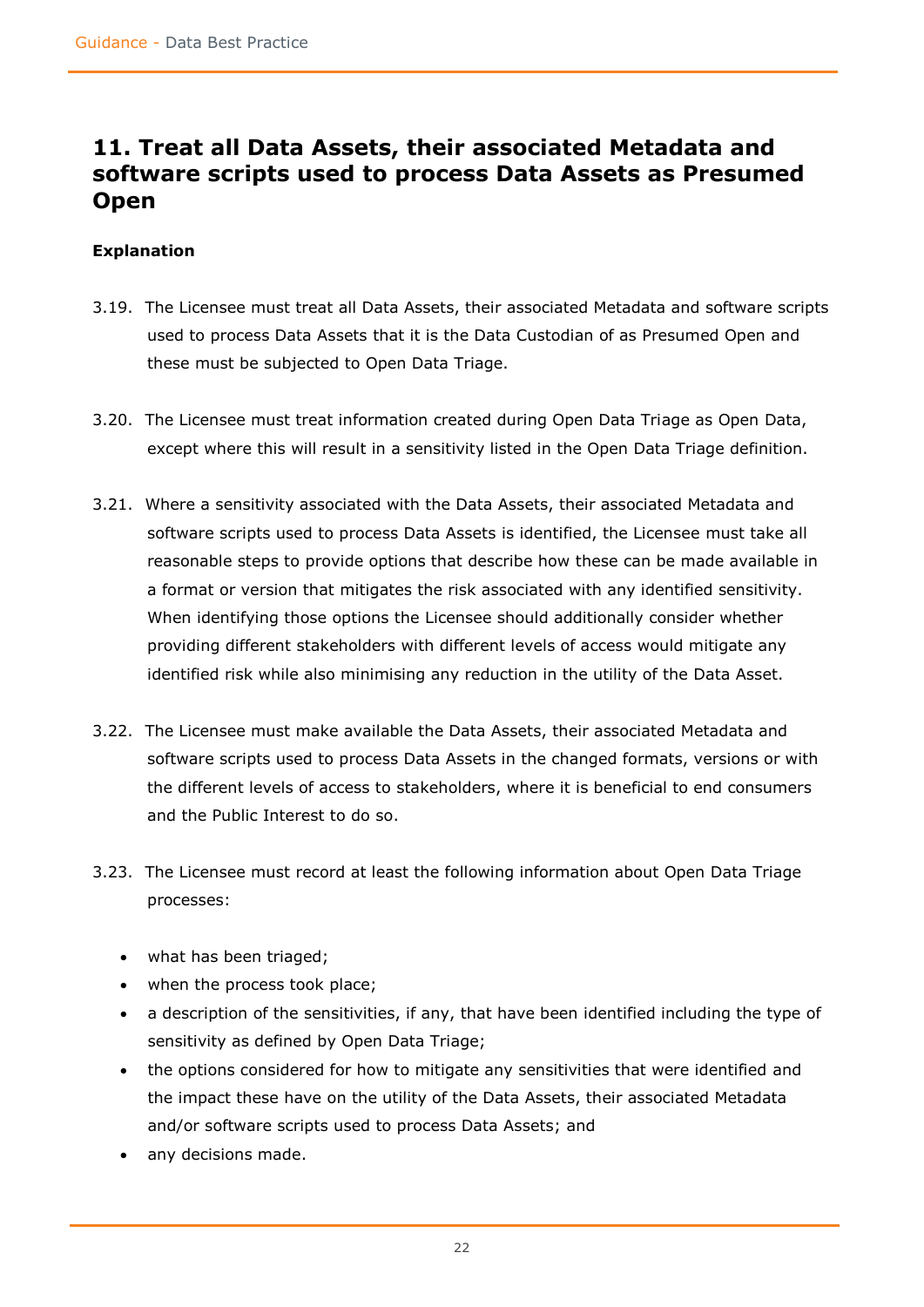## 11. Treat all Data Assets, their associated Metadata and software scripts used to process Data Assets as Presumed Open

**Explanation**

3.19. The Licensee must treat all Data Assets, their associated Metadata and software scripts used to process Data Assets that it is the Data Custodian of as Presumed Open and these must be subjected to Open Data Triage.

3.20. The Licensee must treat information created during Open Data Triage as Open Data, except where this will result in a sensitivity listed in the Open Data Triage definition.

3.21. Where a sensitivity associated with the Data Assets, their associated Metadata and software scripts used to process Data Assets is identified, the Licensee must take all reasonable steps to provide options that describe how these can be made available in a format or version that mitigates the risk associated with any identified sensitivity. When identifying those options the Licensee should additionally consider whether providing different stakeholders with different levels of access would mitigate any identified risk while also minimising any reduction in the utility of the Data Asset.

3.22. The Licensee must make available the Data Assets, their associated Metadata and software scripts used to process Data Assets in the changed formats, versions or with the different levels of access to stakeholders, where it is beneficial to end consumers and the Public Interest to do so.

3.23. The Licensee must record at least the following information about Open Data Triage processes:

- what has been triaged;
- when the process took place;
- a description of the sensitivities, if any, that have been identified including the type of sensitivity as defined by Open Data Triage;
- the options considered for how to mitigate any sensitivities that were identified and the impact these have on the utility of the Data Assets, their associated Metadata and/or software scripts used to process Data Assets; and
- any decisions made.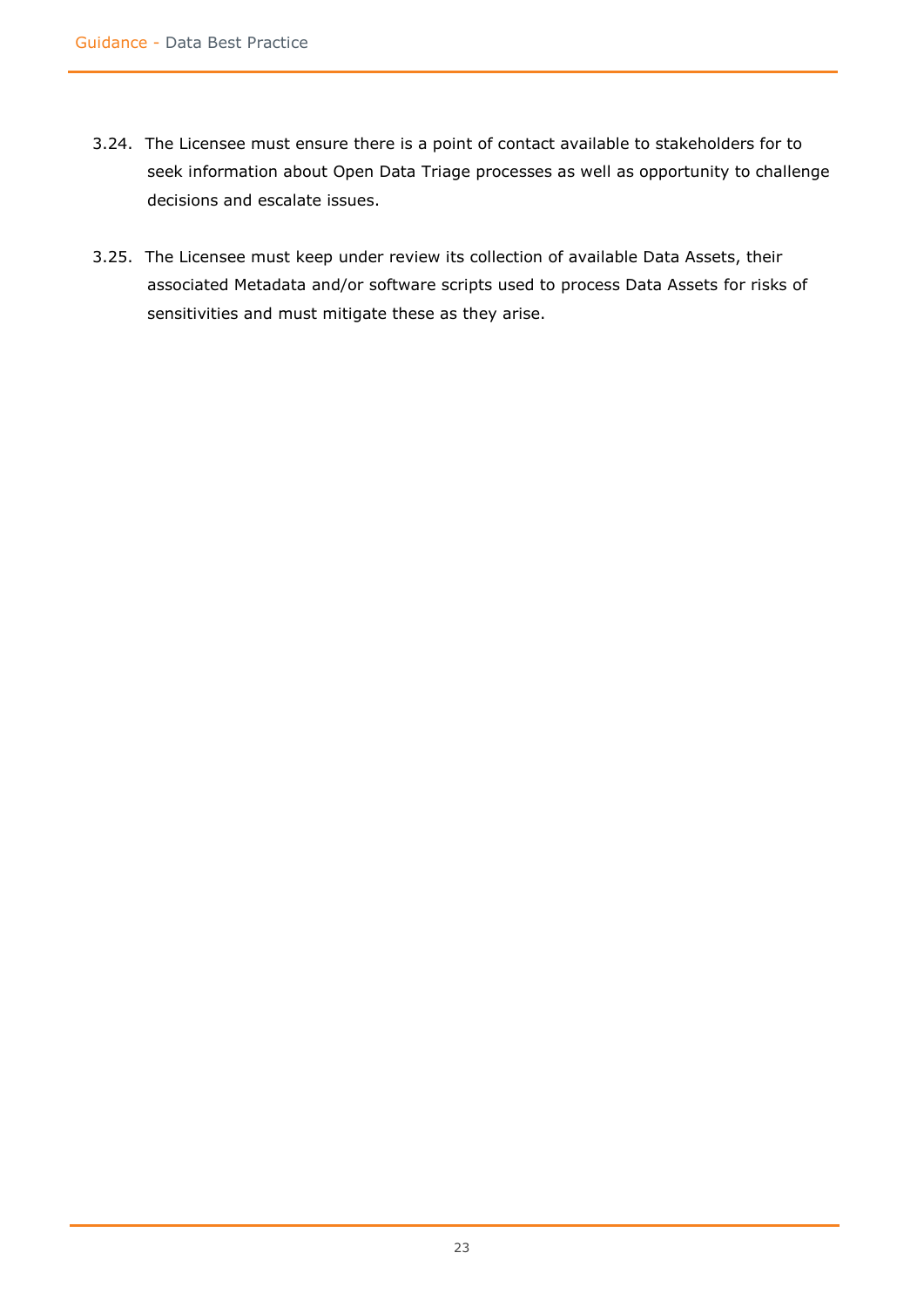3.24. The Licensee must ensure there is a point of contact available to stakeholders for to seek information about Open Data Triage processes as well as opportunity to challenge decisions and escalate issues.

3.25. The Licensee must keep under review its collection of available Data Assets, their associated Metadata and/or software scripts used to process Data Assets for risks of sensitivities and must mitigate these as they arise.